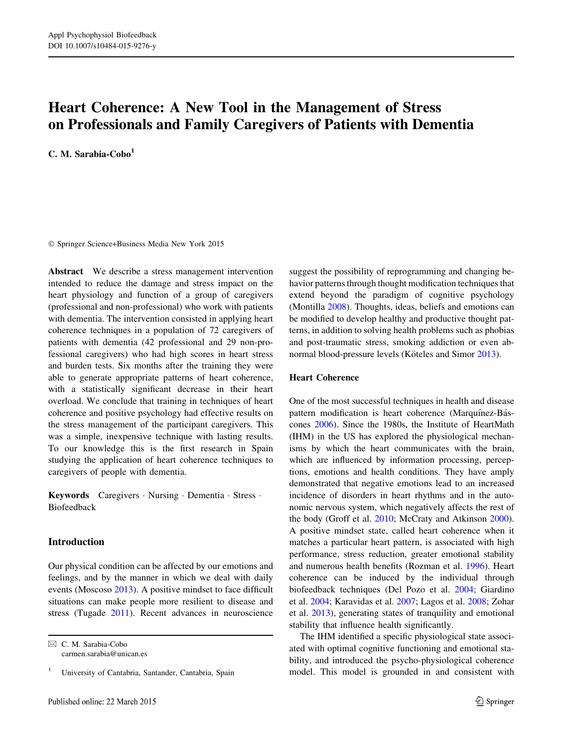# Heart Coherence: A New Tool in the Management of Stress on Professionals and Family Caregivers of Patients with Dementia

**C. M. Sarabia-Cobo**[1]

© Springer Science+Business Media New York 2015

**Abstract** We describe a stress management intervention intended to reduce the damage and stress impact on the heart physiology and function of a group of caregivers (professional and non-professional) who work with patients with dementia. The intervention consisted in applying heart coherence techniques in a population of 72 caregivers of patients with dementia (42 professional and 29 non-professional caregivers) who had high scores in heart stress and burden tests. Six months after the training they were able to generate appropriate patterns of heart coherence, with a statistically significant decrease in their heart overload. We conclude that training in techniques of heart coherence and positive psychology had effective results on the stress management of the participant caregivers. This was a simple, inexpensive technique with lasting results. To our knowledge this is the first research in Spain studying the application of heart coherence techniques to caregivers of people with dementia.

**Keywords** Caregivers · Nursing · Dementia · Stress · Biofeedback

## Introduction

Our physical condition can be affected by our emotions and feelings, and by the manner in which we deal with daily events (Moscoso 2013). A positive mindset to face difficult situations can make people more resilient to disease and stress (Tugade 2011). Recent advances in neuroscience suggest the possibility of reprogramming and changing behavior patterns through thought modification techniques that extend beyond the paradigm of cognitive psychology (Montilla 2008). Thoughts, ideas, beliefs and emotions can be modified to develop healthy and productive thought patterns, in addition to solving health problems such as phobias and post-traumatic stress, smoking addiction or even abnormal blood-pressure levels (Köteles and Simor 2013).

## Heart Coherence

One of the most successful techniques in health and disease pattern modification is heart coherence (Marquínez-Báscones 2006). Since the 1980s, the Institute of HeartMath (IHM) in the US has explored the physiological mechanisms by which the heart communicates with the brain, which are influenced by information processing, perceptions, emotions and health conditions. They have amply demonstrated that negative emotions lead to an increased incidence of disorders in heart rhythms and in the autonomic nervous system, which negatively affects the rest of the body (Groff et al. 2010; McCraty and Atkinson 2000). A positive mindset state, called heart coherence when it matches a particular heart pattern, is associated with high performance, stress reduction, greater emotional stability and numerous health benefits (Rozman et al. 1996). Heart coherence can be induced by the individual through biofeedback techniques (Del Pozo et al. 2004; Giardino et al. 2004; Karavidas et al. 2007; Lagos et al. 2008; Zohar et al. 2013), generating states of tranquility and emotional stability that influence health significantly.

The IHM identified a specific physiological state associated with optimal cognitive functioning and emotional stability, and introduced the psycho-physiological coherence model. This model is grounded in and consistent with

---

✉ C. M. Sarabia-Cobo
carmen.sarabia@unican.es

[1] University of Cantabria, Santander, Cantabria, Spain

Published online: 22 March 2015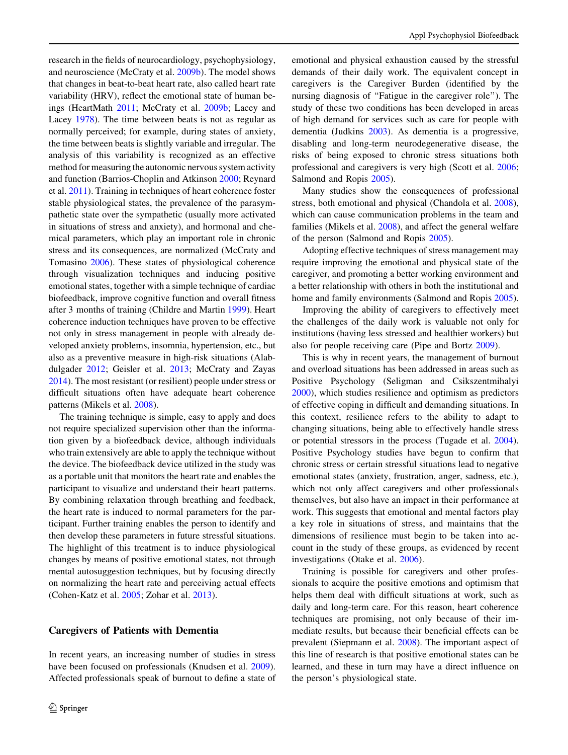research in the fields of neurocardiology, psychophysiology, and neuroscience (McCraty et al. 2009b). The model shows that changes in beat-to-beat heart rate, also called heart rate variability (HRV), reflect the emotional state of human beings (HeartMath 2011; McCraty et al. 2009b; Lacey and Lacey 1978). The time between beats is not as regular as normally perceived; for example, during states of anxiety, the time between beats is slightly variable and irregular. The analysis of this variability is recognized as an effective method for measuring the autonomic nervous system activity and function (Barrios-Choplin and Atkinson 2000; Reynard et al. 2011). Training in techniques of heart coherence foster stable physiological states, the prevalence of the parasympathetic state over the sympathetic (usually more activated in situations of stress and anxiety), and hormonal and chemical parameters, which play an important role in chronic stress and its consequences, are normalized (McCraty and Tomasino 2006). These states of physiological coherence through visualization techniques and inducing positive emotional states, together with a simple technique of cardiac biofeedback, improve cognitive function and overall fitness after 3 months of training (Childre and Martin 1999). Heart coherence induction techniques have proven to be effective not only in stress management in people with already developed anxiety problems, insomnia, hypertension, etc., but also as a preventive measure in high-risk situations (Alabdulgader 2012; Geisler et al. 2013; McCraty and Zayas 2014). The most resistant (or resilient) people under stress or difficult situations often have adequate heart coherence patterns (Mikels et al. 2008).

The training technique is simple, easy to apply and does not require specialized supervision other than the information given by a biofeedback device, although individuals who train extensively are able to apply the technique without the device. The biofeedback device utilized in the study was as a portable unit that monitors the heart rate and enables the participant to visualize and understand their heart patterns. By combining relaxation through breathing and feedback, the heart rate is induced to normal parameters for the participant. Further training enables the person to identify and then develop these parameters in future stressful situations. The highlight of this treatment is to induce physiological changes by means of positive emotional states, not through mental autosuggestion techniques, but by focusing directly on normalizing the heart rate and perceiving actual effects (Cohen-Katz et al. 2005; Zohar et al. 2013).

## Caregivers of Patients with Dementia

In recent years, an increasing number of studies in stress have been focused on professionals (Knudsen et al. 2009). Affected professionals speak of burnout to define a state of emotional and physical exhaustion caused by the stressful demands of their daily work. The equivalent concept in caregivers is the Caregiver Burden (identified by the nursing diagnosis of "Fatigue in the caregiver role"). The study of these two conditions has been developed in areas of high demand for services such as care for people with dementia (Judkins 2003). As dementia is a progressive, disabling and long-term neurodegenerative disease, the risks of being exposed to chronic stress situations both professional and caregivers is very high (Scott et al. 2006; Salmond and Ropis 2005).

Many studies show the consequences of professional stress, both emotional and physical (Chandola et al. 2008), which can cause communication problems in the team and families (Mikels et al. 2008), and affect the general welfare of the person (Salmond and Ropis 2005).

Adopting effective techniques of stress management may require improving the emotional and physical state of the caregiver, and promoting a better working environment and a better relationship with others in both the institutional and home and family environments (Salmond and Ropis 2005).

Improving the ability of caregivers to effectively meet the challenges of the daily work is valuable not only for institutions (having less stressed and healthier workers) but also for people receiving care (Pipe and Bortz 2009).

This is why in recent years, the management of burnout and overload situations has been addressed in areas such as Positive Psychology (Seligman and Csikszentmihalyi 2000), which studies resilience and optimism as predictors of effective coping in difficult and demanding situations. In this context, resilience refers to the ability to adapt to changing situations, being able to effectively handle stress or potential stressors in the process (Tugade et al. 2004). Positive Psychology studies have begun to confirm that chronic stress or certain stressful situations lead to negative emotional states (anxiety, frustration, anger, sadness, etc.), which not only affect caregivers and other professionals themselves, but also have an impact in their performance at work. This suggests that emotional and mental factors play a key role in situations of stress, and maintains that the dimensions of resilience must begin to be taken into account in the study of these groups, as evidenced by recent investigations (Otake et al. 2006).

Training is possible for caregivers and other professionals to acquire the positive emotions and optimism that helps them deal with difficult situations at work, such as daily and long-term care. For this reason, heart coherence techniques are promising, not only because of their immediate results, but because their beneficial effects can be prevalent (Siepmann et al. 2008). The important aspect of this line of research is that positive emotional states can be learned, and these in turn may have a direct influence on the person's physiological state.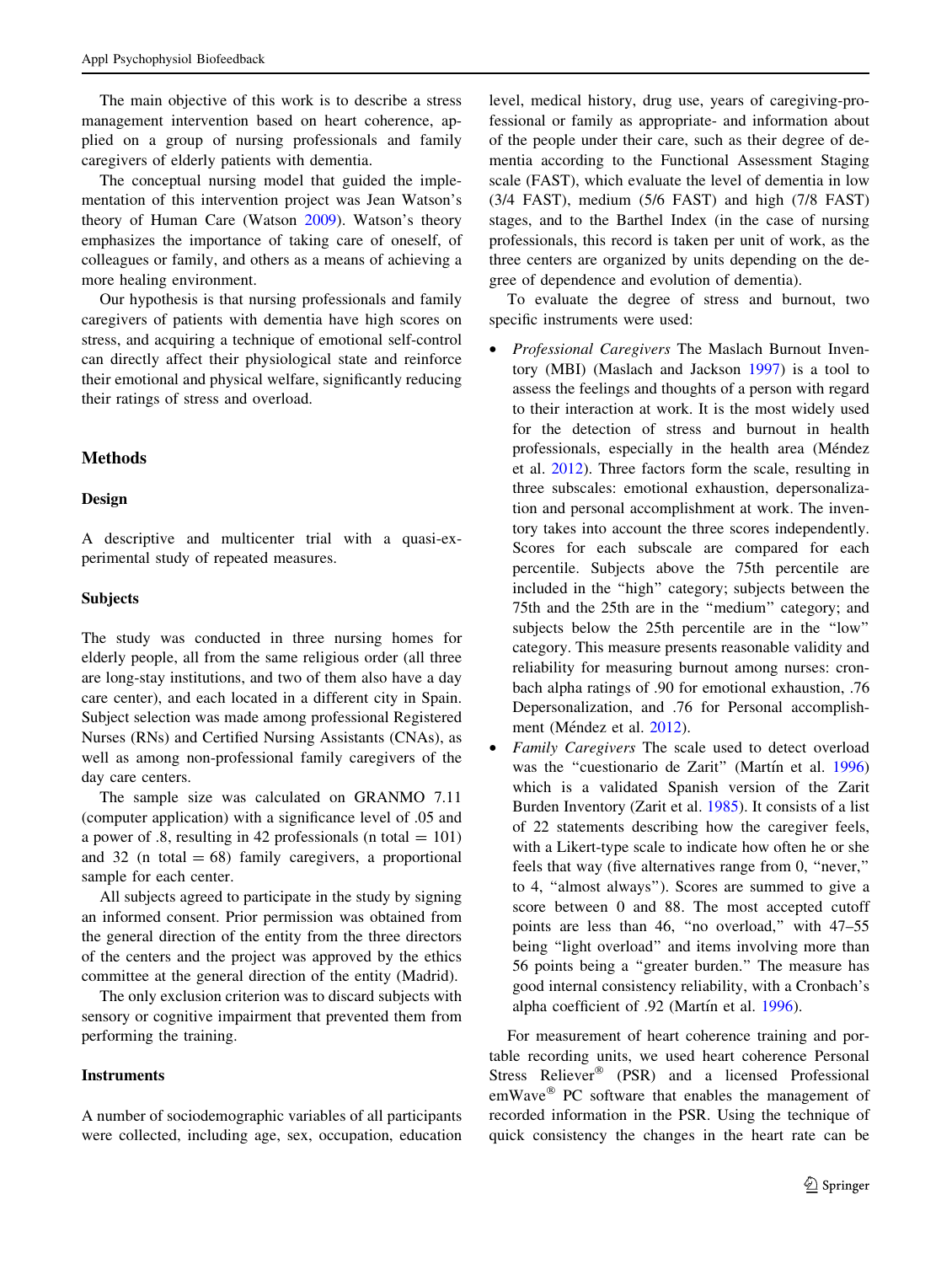The main objective of this work is to describe a stress management intervention based on heart coherence, applied on a group of nursing professionals and family caregivers of elderly patients with dementia.

The conceptual nursing model that guided the implementation of this intervention project was Jean Watson's theory of Human Care (Watson 2009). Watson's theory emphasizes the importance of taking care of oneself, of colleagues or family, and others as a means of achieving a more healing environment.

Our hypothesis is that nursing professionals and family caregivers of patients with dementia have high scores on stress, and acquiring a technique of emotional self-control can directly affect their physiological state and reinforce their emotional and physical welfare, significantly reducing their ratings of stress and overload.

## Methods

### Design

A descriptive and multicenter trial with a quasi-experimental study of repeated measures.

### Subjects

The study was conducted in three nursing homes for elderly people, all from the same religious order (all three are long-stay institutions, and two of them also have a day care center), and each located in a different city in Spain. Subject selection was made among professional Registered Nurses (RNs) and Certified Nursing Assistants (CNAs), as well as among non-professional family caregivers of the day care centers.

The sample size was calculated on GRANMO 7.11 (computer application) with a significance level of .05 and a power of .8, resulting in 42 professionals (n total = 101) and 32 (n total = 68) family caregivers, a proportional sample for each center.

All subjects agreed to participate in the study by signing an informed consent. Prior permission was obtained from the general direction of the entity from the three directors of the centers and the project was approved by the ethics committee at the general direction of the entity (Madrid).

The only exclusion criterion was to discard subjects with sensory or cognitive impairment that prevented them from performing the training.

### Instruments

A number of sociodemographic variables of all participants were collected, including age, sex, occupation, education level, medical history, drug use, years of caregiving-professional or family as appropriate- and information about of the people under their care, such as their degree of dementia according to the Functional Assessment Staging scale (FAST), which evaluate the level of dementia in low (3/4 FAST), medium (5/6 FAST) and high (7/8 FAST) stages, and to the Barthel Index (in the case of nursing professionals, this record is taken per unit of work, as the three centers are organized by units depending on the degree of dependence and evolution of dementia).

To evaluate the degree of stress and burnout, two specific instruments were used:

- *Professional Caregivers* The Maslach Burnout Inventory (MBI) (Maslach and Jackson 1997) is a tool to assess the feelings and thoughts of a person with regard to their interaction at work. It is the most widely used for the detection of stress and burnout in health professionals, especially in the health area (Méndez et al. 2012). Three factors form the scale, resulting in three subscales: emotional exhaustion, depersonalization and personal accomplishment at work. The inventory takes into account the three scores independently. Scores for each subscale are compared for each percentile. Subjects above the 75th percentile are included in the "high" category; subjects between the 75th and the 25th are in the "medium" category; and subjects below the 25th percentile are in the "low" category. This measure presents reasonable validity and reliability for measuring burnout among nurses: cronbach alpha ratings of .90 for emotional exhaustion, .76 Depersonalization, and .76 for Personal accomplishment (Méndez et al. 2012).
- *Family Caregivers* The scale used to detect overload was the "cuestionario de Zarit" (Martín et al. 1996) which is a validated Spanish version of the Zarit Burden Inventory (Zarit et al. 1985). It consists of a list of 22 statements describing how the caregiver feels, with a Likert-type scale to indicate how often he or she feels that way (five alternatives range from 0, "never," to 4, "almost always"). Scores are summed to give a score between 0 and 88. The most accepted cutoff points are less than 46, "no overload," with 47–55 being "light overload" and items involving more than 56 points being a "greater burden." The measure has good internal consistency reliability, with a Cronbach's alpha coefficient of .92 (Martín et al. 1996).

For measurement of heart coherence training and portable recording units, we used heart coherence Personal Stress Reliever® (PSR) and a licensed Professional emWave® PC software that enables the management of recorded information in the PSR. Using the technique of quick consistency the changes in the heart rate can be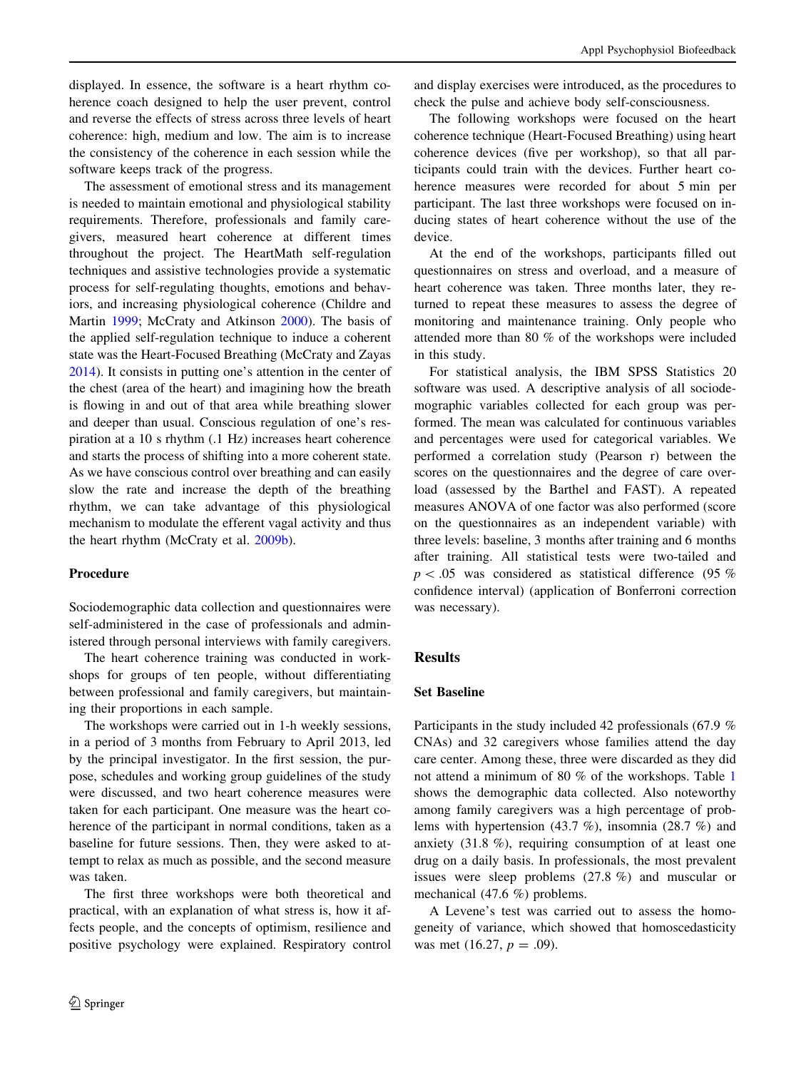displayed. In essence, the software is a heart rhythm coherence coach designed to help the user prevent, control and reverse the effects of stress across three levels of heart coherence: high, medium and low. The aim is to increase the consistency of the coherence in each session while the software keeps track of the progress.

The assessment of emotional stress and its management is needed to maintain emotional and physiological stability requirements. Therefore, professionals and family caregivers, measured heart coherence at different times throughout the project. The HeartMath self-regulation techniques and assistive technologies provide a systematic process for self-regulating thoughts, emotions and behaviors, and increasing physiological coherence (Childre and Martin 1999; McCraty and Atkinson 2000). The basis of the applied self-regulation technique to induce a coherent state was the Heart-Focused Breathing (McCraty and Zayas 2014). It consists in putting one's attention in the center of the chest (area of the heart) and imagining how the breath is flowing in and out of that area while breathing slower and deeper than usual. Conscious regulation of one's respiration at a 10 s rhythm (.1 Hz) increases heart coherence and starts the process of shifting into a more coherent state. As we have conscious control over breathing and can easily slow the rate and increase the depth of the breathing rhythm, we can take advantage of this physiological mechanism to modulate the efferent vagal activity and thus the heart rhythm (McCraty et al. 2009b).

### Procedure

Sociodemographic data collection and questionnaires were self-administered in the case of professionals and administered through personal interviews with family caregivers.

The heart coherence training was conducted in workshops for groups of ten people, without differentiating between professional and family caregivers, but maintaining their proportions in each sample.

The workshops were carried out in 1-h weekly sessions, in a period of 3 months from February to April 2013, led by the principal investigator. In the first session, the purpose, schedules and working group guidelines of the study were discussed, and two heart coherence measures were taken for each participant. One measure was the heart coherence of the participant in normal conditions, taken as a baseline for future sessions. Then, they were asked to attempt to relax as much as possible, and the second measure was taken.

The first three workshops were both theoretical and practical, with an explanation of what stress is, how it affects people, and the concepts of optimism, resilience and positive psychology were explained. Respiratory control and display exercises were introduced, as the procedures to check the pulse and achieve body self-consciousness.

The following workshops were focused on the heart coherence technique (Heart-Focused Breathing) using heart coherence devices (five per workshop), so that all participants could train with the devices. Further heart coherence measures were recorded for about 5 min per participant. The last three workshops were focused on inducing states of heart coherence without the use of the device.

At the end of the workshops, participants filled out questionnaires on stress and overload, and a measure of heart coherence was taken. Three months later, they returned to repeat these measures to assess the degree of monitoring and maintenance training. Only people who attended more than 80 % of the workshops were included in this study.

For statistical analysis, the IBM SPSS Statistics 20 software was used. A descriptive analysis of all sociodemographic variables collected for each group was performed. The mean was calculated for continuous variables and percentages were used for categorical variables. We performed a correlation study (Pearson r) between the scores on the questionnaires and the degree of care overload (assessed by the Barthel and FAST). A repeated measures ANOVA of one factor was also performed (score on the questionnaires as an independent variable) with three levels: baseline, 3 months after training and 6 months after training. All statistical tests were two-tailed and $p < .05$ was considered as statistical difference (95 % confidence interval) (application of Bonferroni correction was necessary).

## Results

### Set Baseline

Participants in the study included 42 professionals (67.9 % CNAs) and 32 caregivers whose families attend the day care center. Among these, three were discarded as they did not attend a minimum of 80 % of the workshops. Table 1 shows the demographic data collected. Also noteworthy among family caregivers was a high percentage of problems with hypertension (43.7 %), insomnia (28.7 %) and anxiety (31.8 %), requiring consumption of at least one drug on a daily basis. In professionals, the most prevalent issues were sleep problems (27.8 %) and muscular or mechanical (47.6 %) problems.

A Levene's test was carried out to assess the homogeneity of variance, which showed that homoscedasticity was met (16.27, $p = .09$).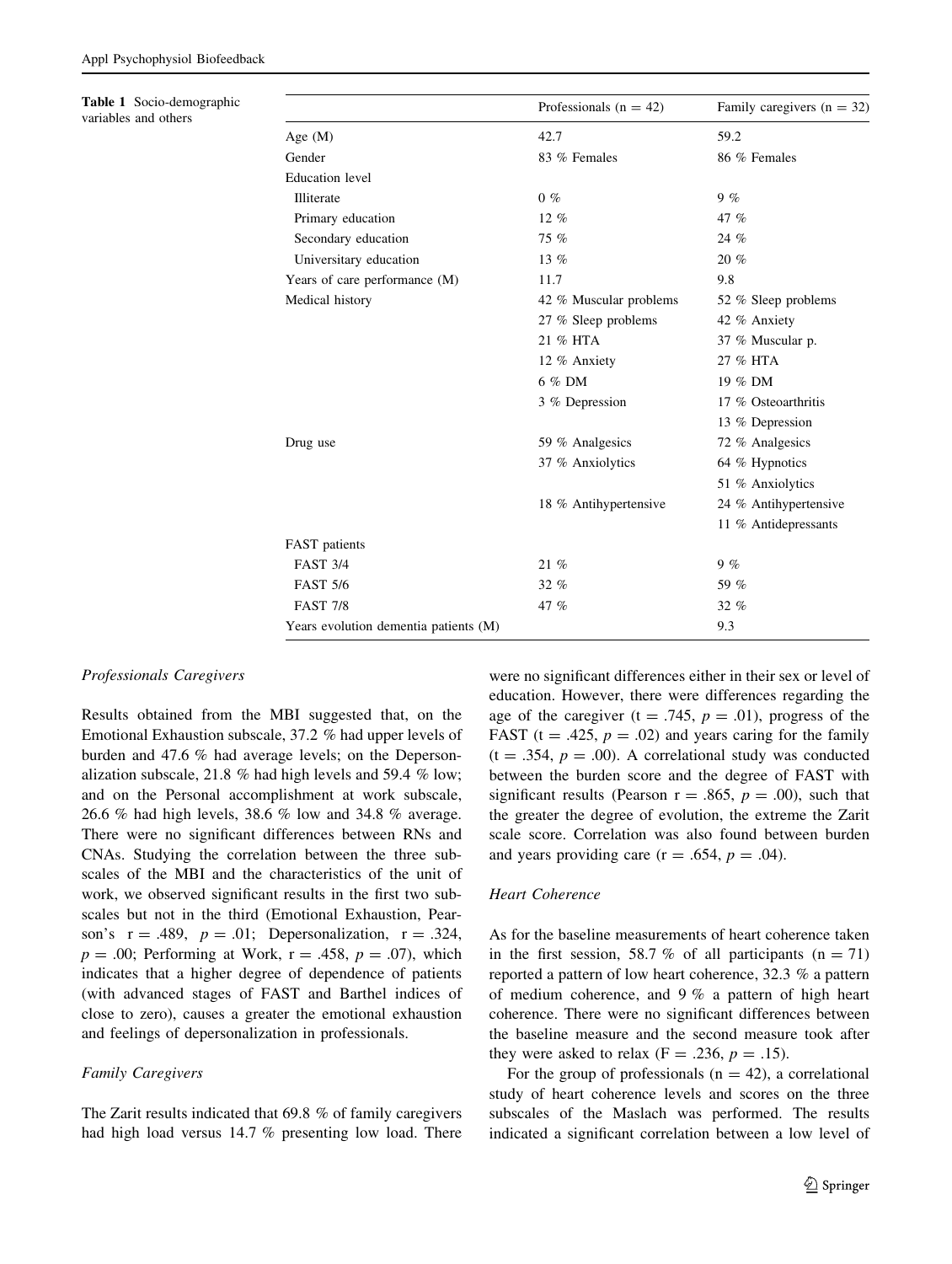**Table 1** Socio-demographic variables and others

| | Professionals (n = 42) | Family caregivers (n = 32) |
|---|---|---|
| Age (M) | 42.7 | 59.2 |
| Gender | 83 % Females | 86 % Females |
| Education level | | |
| Illiterate | 0 % | 9 % |
| Primary education | 12 % | 47 % |
| Secondary education | 75 % | 24 % |
| Universitary education | 13 % | 20 % |
| Years of care performance (M) | 11.7 | 9.8 |
| Medical history | 42 % Muscular problems | 52 % Sleep problems |
| | 27 % Sleep problems | 42 % Anxiety |
| | 21 % HTA | 37 % Muscular p. |
| | 12 % Anxiety | 27 % HTA |
| | 6 % DM | 19 % DM |
| | 3 % Depression | 17 % Osteoarthritis |
| | | 13 % Depression |
| Drug use | 59 % Analgesics | 72 % Analgesics |
| | 37 % Anxiolytics | 64 % Hypnotics |
| | | 51 % Anxiolytics |
| | 18 % Antihypertensive | 24 % Antihypertensive |
| | | 11 % Antidepressants |
| FAST patients | | |
| FAST 3/4 | 21 % | 9 % |
| FAST 5/6 | 32 % | 59 % |
| FAST 7/8 | 47 % | 32 % |
| Years evolution dementia patients (M) | | 9.3 |

*Professionals Caregivers*

Results obtained from the MBI suggested that, on the Emotional Exhaustion subscale, 37.2 % had upper levels of burden and 47.6 % had average levels; on the Depersonalization subscale, 21.8 % had high levels and 59.4 % low; and on the Personal accomplishment at work subscale, 26.6 % had high levels, 38.6 % low and 34.8 % average. There were no significant differences between RNs and CNAs. Studying the correlation between the three subscales of the MBI and the characteristics of the unit of work, we observed significant results in the first two subscales but not in the third (Emotional Exhaustion, Pearson's $r = .489$, $p = .01$; Depersonalization, $r = .324$, $p = .00$; Performing at Work, $r = .458$, $p = .07$), which indicates that a higher degree of dependence of patients (with advanced stages of FAST and Barthel indices of close to zero), causes a greater the emotional exhaustion and feelings of depersonalization in professionals.

*Family Caregivers*

The Zarit results indicated that 69.8 % of family caregivers had high load versus 14.7 % presenting low load. There were no significant differences either in their sex or level of education. However, there were differences regarding the age of the caregiver ($t = .745$, $p = .01$), progress of the FAST ($t = .425$, $p = .02$) and years caring for the family ($t = .354$, $p = .00$). A correlational study was conducted between the burden score and the degree of FAST with significant results (Pearson $r = .865$, $p = .00$), such that the greater the degree of evolution, the extreme the Zarit scale score. Correlation was also found between burden and years providing care ($r = .654$, $p = .04$).

*Heart Coherence*

As for the baseline measurements of heart coherence taken in the first session, 58.7 % of all participants ($n = 71$) reported a pattern of low heart coherence, 32.3 % a pattern of medium coherence, and 9 % a pattern of high heart coherence. There were no significant differences between the baseline measure and the second measure took after they were asked to relax ($F = .236$, $p = .15$).

For the group of professionals ($n = 42$), a correlational study of heart coherence levels and scores on the three subscales of the Maslach was performed. The results indicated a significant correlation between a low level of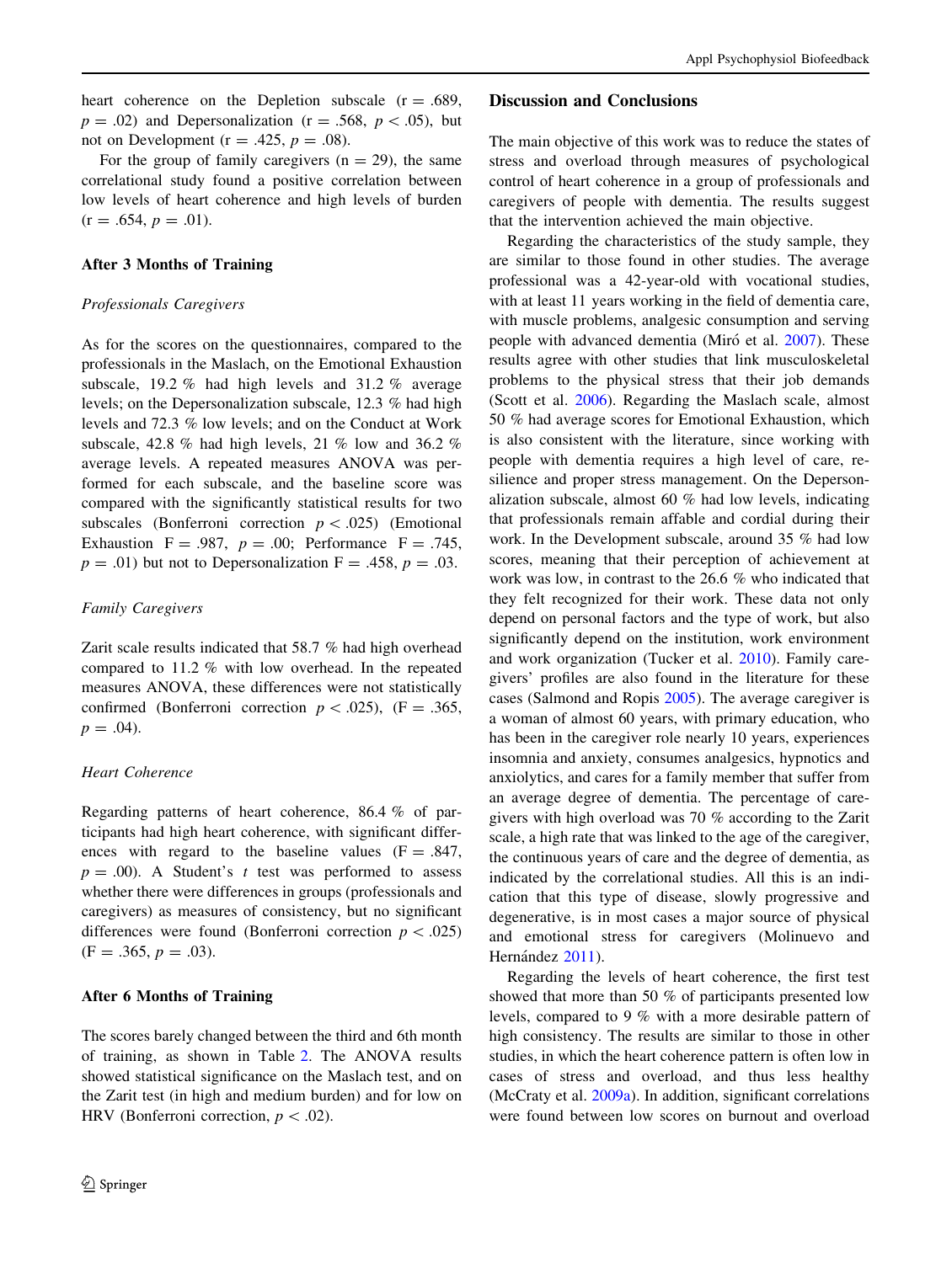heart coherence on the Depletion subscale ($r = .689$, $p = .02$) and Depersonalization ($r = .568$, $p < .05$), but not on Development ($r = .425$, $p = .08$).

For the group of family caregivers ($n = 29$), the same correlational study found a positive correlation between low levels of heart coherence and high levels of burden ($r = .654$, $p = .01$).

### After 3 Months of Training

#### *Professionals Caregivers*

As for the scores on the questionnaires, compared to the professionals in the Maslach, on the Emotional Exhaustion subscale, 19.2 % had high levels and 31.2 % average levels; on the Depersonalization subscale, 12.3 % had high levels and 72.3 % low levels; and on the Conduct at Work subscale, 42.8 % had high levels, 21 % low and 36.2 % average levels. A repeated measures ANOVA was performed for each subscale, and the baseline score was compared with the significantly statistical results for two subscales (Bonferroni correction $p < .025$) (Emotional Exhaustion $F = .987$, $p = .00$; Performance $F = .745$, $p = .01$) but not to Depersonalization $F = .458$, $p = .03$.

#### *Family Caregivers*

Zarit scale results indicated that 58.7 % had high overhead compared to 11.2 % with low overhead. In the repeated measures ANOVA, these differences were not statistically confirmed (Bonferroni correction $p < .025$), ($F = .365$, $p = .04$).

#### *Heart Coherence*

Regarding patterns of heart coherence, 86.4 % of participants had high heart coherence, with significant differences with regard to the baseline values ($F = .847$, $p = .00$). A Student's *t* test was performed to assess whether there were differences in groups (professionals and caregivers) as measures of consistency, but no significant differences were found (Bonferroni correction $p < .025$) ($F = .365$, $p = .03$).

### After 6 Months of Training

The scores barely changed between the third and 6th month of training, as shown in Table 2. The ANOVA results showed statistical significance on the Maslach test, and on the Zarit test (in high and medium burden) and for low on HRV (Bonferroni correction, $p < .02$).

## Discussion and Conclusions

The main objective of this work was to reduce the states of stress and overload through measures of psychological control of heart coherence in a group of professionals and caregivers of people with dementia. The results suggest that the intervention achieved the main objective.

Regarding the characteristics of the study sample, they are similar to those found in other studies. The average professional was a 42-year-old with vocational studies, with at least 11 years working in the field of dementia care, with muscle problems, analgesic consumption and serving people with advanced dementia (Miró et al. 2007). These results agree with other studies that link musculoskeletal problems to the physical stress that their job demands (Scott et al. 2006). Regarding the Maslach scale, almost 50 % had average scores for Emotional Exhaustion, which is also consistent with the literature, since working with people with dementia requires a high level of care, resilience and proper stress management. On the Depersonalization subscale, almost 60 % had low levels, indicating that professionals remain affable and cordial during their work. In the Development subscale, around 35 % had low scores, meaning that their perception of achievement at work was low, in contrast to the 26.6 % who indicated that they felt recognized for their work. These data not only depend on personal factors and the type of work, but also significantly depend on the institution, work environment and work organization (Tucker et al. 2010). Family caregivers' profiles are also found in the literature for these cases (Salmond and Ropis 2005). The average caregiver is a woman of almost 60 years, with primary education, who has been in the caregiver role nearly 10 years, experiences insomnia and anxiety, consumes analgesics, hypnotics and anxiolytics, and cares for a family member that suffer from an average degree of dementia. The percentage of caregivers with high overload was 70 % according to the Zarit scale, a high rate that was linked to the age of the caregiver, the continuous years of care and the degree of dementia, as indicated by the correlational studies. All this is an indication that this type of disease, slowly progressive and degenerative, is in most cases a major source of physical and emotional stress for caregivers (Molinuevo and Hernández 2011).

Regarding the levels of heart coherence, the first test showed that more than 50 % of participants presented low levels, compared to 9 % with a more desirable pattern of high consistency. The results are similar to those in other studies, in which the heart coherence pattern is often low in cases of stress and overload, and thus less healthy (McCraty et al. 2009a). In addition, significant correlations were found between low scores on burnout and overload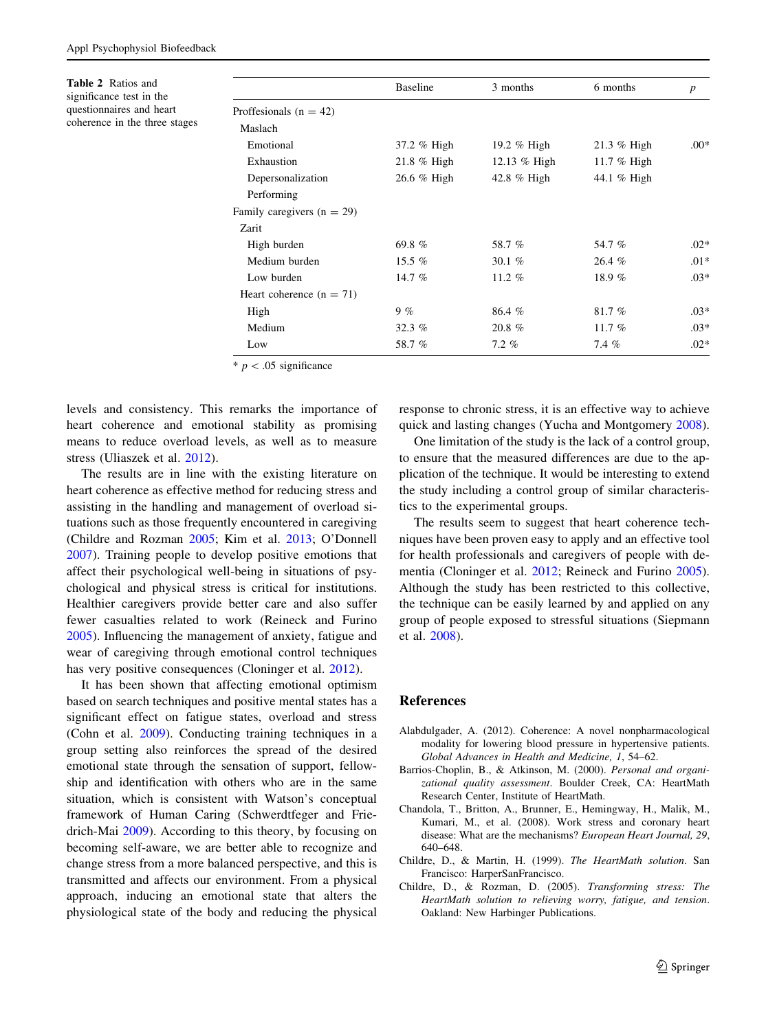**Table 2** Ratios and significance test in the questionnaires and heart coherence in the three stages

| | Baseline | 3 months | 6 months | *p* |
|---|---|---|---|---|
| Proffesionals (n = 42) | | | | |
| Maslach | | | | |
| Emotional | 37.2 % High | 19.2 % High | 21.3 % High | .00* |
| Exhaustion | 21.8 % High | 12.13 % High | 11.7 % High | |
| Depersonalization | 26.6 % High | 42.8 % High | 44.1 % High | |
| Performing | | | | |
| Family caregivers (n = 29) | | | | |
| Zarit | | | | |
| High burden | 69.8 % | 58.7 % | 54.7 % | .02* |
| Medium burden | 15.5 % | 30.1 % | 26.4 % | .01* |
| Low burden | 14.7 % | 11.2 % | 18.9 % | .03* |
| Heart coherence (n = 71) | | | | |
| High | 9 % | 86.4 % | 81.7 % | .03* |
| Medium | 32.3 % | 20.8 % | 11.7 % | .03* |
| Low | 58.7 % | 7.2 % | 7.4 % | .02* |

* $p < .05$ significance

levels and consistency. This remarks the importance of heart coherence and emotional stability as promising means to reduce overload levels, as well as to measure stress (Uliaszek et al. 2012).

The results are in line with the existing literature on heart coherence as effective method for reducing stress and assisting in the handling and management of overload situations such as those frequently encountered in caregiving (Childre and Rozman 2005; Kim et al. 2013; O'Donnell 2007). Training people to develop positive emotions that affect their psychological well-being in situations of psychological and physical stress is critical for institutions. Healthier caregivers provide better care and also suffer fewer casualties related to work (Reineck and Furino 2005). Influencing the management of anxiety, fatigue and wear of caregiving through emotional control techniques has very positive consequences (Cloninger et al. 2012).

It has been shown that affecting emotional optimism based on search techniques and positive mental states has a significant effect on fatigue states, overload and stress (Cohn et al. 2009). Conducting training techniques in a group setting also reinforces the spread of the desired emotional state through the sensation of support, fellowship and identification with others who are in the same situation, which is consistent with Watson's conceptual framework of Human Caring (Schwerdtfeger and Friedrich-Mai 2009). According to this theory, by focusing on becoming self-aware, we are better able to recognize and change stress from a more balanced perspective, and this is transmitted and affects our environment. From a physical approach, inducing an emotional state that alters the physiological state of the body and reducing the physical response to chronic stress, it is an effective way to achieve quick and lasting changes (Yucha and Montgomery 2008).

One limitation of the study is the lack of a control group, to ensure that the measured differences are due to the application of the technique. It would be interesting to extend the study including a control group of similar characteristics to the experimental groups.

The results seem to suggest that heart coherence techniques have been proven easy to apply and an effective tool for health professionals and caregivers of people with dementia (Cloninger et al. 2012; Reineck and Furino 2005). Although the study has been restricted to this collective, the technique can be easily learned by and applied on any group of people exposed to stressful situations (Siepmann et al. 2008).

## References

Alabdulgader, A. (2012). Coherence: A novel nonpharmacological modality for lowering blood pressure in hypertensive patients. *Global Advances in Health and Medicine, 1*, 54–62.

Barrios-Choplin, B., & Atkinson, M. (2000). *Personal and organizational quality assessment*. Boulder Creek, CA: HeartMath Research Center, Institute of HeartMath.

Chandola, T., Britton, A., Brunner, E., Hemingway, H., Malik, M., Kumari, M., et al. (2008). Work stress and coronary heart disease: What are the mechanisms? *European Heart Journal, 29*, 640–648.

Childre, D., & Martin, H. (1999). *The HeartMath solution*. San Francisco: HarperSanFrancisco.

Childre, D., & Rozman, D. (2005). *Transforming stress: The HeartMath solution to relieving worry, fatigue, and tension*. Oakland: New Harbinger Publications.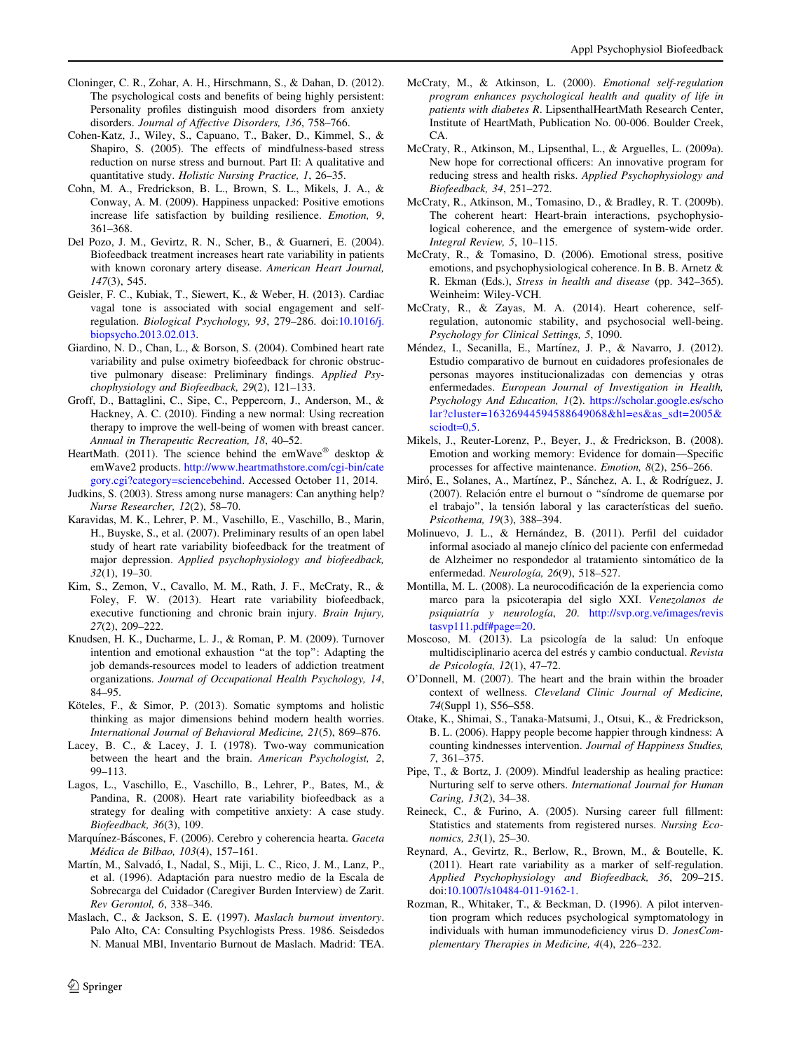Cloninger, C. R., Zohar, A. H., Hirschmann, S., & Dahan, D. (2012). The psychological costs and benefits of being highly persistent: Personality profiles distinguish mood disorders from anxiety disorders. *Journal of Affective Disorders, 136*, 758–766.

Cohen-Katz, J., Wiley, S., Capuano, T., Baker, D., Kimmel, S., & Shapiro, S. (2005). The effects of mindfulness-based stress reduction on nurse stress and burnout. Part II: A qualitative and quantitative study. *Holistic Nursing Practice, 1*, 26–35.

Cohn, M. A., Fredrickson, B. L., Brown, S. L., Mikels, J. A., & Conway, A. M. (2009). Happiness unpacked: Positive emotions increase life satisfaction by building resilience. *Emotion, 9*, 361–368.

Del Pozo, J. M., Gevirtz, R. N., Scher, B., & Guarneri, E. (2004). Biofeedback treatment increases heart rate variability in patients with known coronary artery disease. *American Heart Journal, 147*(3), 545.

Geisler, F. C., Kubiak, T., Siewert, K., & Weber, H. (2013). Cardiac vagal tone is associated with social engagement and self-regulation. *Biological Psychology, 93*, 279–286. doi:10.1016/j.biopsycho.2013.02.013.

Giardino, N. D., Chan, L., & Borson, S. (2004). Combined heart rate variability and pulse oximetry biofeedback for chronic obstructive pulmonary disease: Preliminary findings. *Applied Psychophysiology and Biofeedback, 29*(2), 121–133.

Groff, D., Battaglini, C., Sipe, C., Peppercorn, J., Anderson, M., & Hackney, A. C. (2010). Finding a new normal: Using recreation therapy to improve the well-being of women with breast cancer. *Annual in Therapeutic Recreation, 18*, 40–52.

HeartMath. (2011). The science behind the emWave® desktop & emWave2 products. http://www.heartmathstore.com/cgi-bin/category.cgi?category=sciencebehind. Accessed October 11, 2014.

Judkins, S. (2003). Stress among nurse managers: Can anything help? *Nurse Researcher, 12*(2), 58–70.

Karavidas, M. K., Lehrer, P. M., Vaschillo, E., Vaschillo, B., Marin, H., Buyske, S., et al. (2007). Preliminary results of an open label study of heart rate variability biofeedback for the treatment of major depression. *Applied psychophysiology and biofeedback, 32*(1), 19–30.

Kim, S., Zemon, V., Cavallo, M. M., Rath, J. F., McCraty, R., & Foley, F. W. (2013). Heart rate variability biofeedback, executive functioning and chronic brain injury. *Brain Injury, 27*(2), 209–222.

Knudsen, H. K., Ducharme, L. J., & Roman, P. M. (2009). Turnover intention and emotional exhaustion "at the top": Adapting the job demands-resources model to leaders of addiction treatment organizations. *Journal of Occupational Health Psychology, 14*, 84–95.

Köteles, F., & Simor, P. (2013). Somatic symptoms and holistic thinking as major dimensions behind modern health worries. *International Journal of Behavioral Medicine, 21*(5), 869–876.

Lacey, B. C., & Lacey, J. I. (1978). Two-way communication between the heart and the brain. *American Psychologist, 2*, 99–113.

Lagos, L., Vaschillo, E., Vaschillo, B., Lehrer, P., Bates, M., & Pandina, R. (2008). Heart rate variability biofeedback as a strategy for dealing with competitive anxiety: A case study. *Biofeedback, 36*(3), 109.

Marquínez-Báscones, F. (2006). Cerebro y coherencia hearta. *Gaceta Médica de Bilbao, 103*(4), 157–161.

Martín, M., Salvadó, I., Nadal, S., Miji, L. C., Rico, J. M., Lanz, P., et al. (1996). Adaptación para nuestro medio de la Escala de Sobrecarga del Cuidador (Caregiver Burden Interview) de Zarit. *Rev Gerontol, 6*, 338–346.

Maslach, C., & Jackson, S. E. (1997). *Maslach burnout inventory*. Palo Alto, CA: Consulting Psychlogists Press. 1986. Seisdedos N. Manual MBl, Inventario Burnout de Maslach. Madrid: TEA.

McCraty, M., & Atkinson, L. (2000). *Emotional self-regulation program enhances psychological health and quality of life in patients with diabetes R*. LipsenthalHeartMath Research Center, Institute of HeartMath, Publication No. 00-006. Boulder Creek, CA.

McCraty, R., Atkinson, M., Lipsenthal, L., & Arguelles, L. (2009a). New hope for correctional officers: An innovative program for reducing stress and health risks. *Applied Psychophysiology and Biofeedback, 34*, 251–272.

McCraty, R., Atkinson, M., Tomasino, D., & Bradley, R. T. (2009b). The coherent heart: Heart-brain interactions, psychophysiological coherence, and the emergence of system-wide order. *Integral Review, 5*, 10–115.

McCraty, R., & Tomasino, D. (2006). Emotional stress, positive emotions, and psychophysiological coherence. In B. B. Arnetz & R. Ekman (Eds.), *Stress in health and disease* (pp. 342–365). Weinheim: Wiley-VCH.

McCraty, R., & Zayas, M. A. (2014). Heart coherence, self-regulation, autonomic stability, and psychosocial well-being. *Psychology for Clinical Settings, 5*, 1090.

Méndez, I., Secanilla, E., Martínez, J. P., & Navarro, J. (2012). Estudio comparativo de burnout en cuidadores profesionales de personas mayores institucionalizadas con demencias y otras enfermedades. *European Journal of Investigation in Health, Psychology And Education, 1*(2). https://scholar.google.es/scholar?cluster=16326944594588649068&hl=es&as_sdt=2005&sciodt=0,5.

Mikels, J., Reuter-Lorenz, P., Beyer, J., & Fredrickson, B. (2008). Emotion and working memory: Evidence for domain—Specific processes for affective maintenance. *Emotion, 8*(2), 256–266.

Miró, E., Solanes, A., Martínez, P., Sánchez, A. I., & Rodríguez, J. (2007). Relación entre el burnout o "síndrome de quemarse por el trabajo", la tensión laboral y las características del sueño. *Psicothema, 19*(3), 388–394.

Molinuevo, J. L., & Hernández, B. (2011). Perfil del cuidador informal asociado al manejo clínico del paciente con enfermedad de Alzheimer no respondedor al tratamiento sintomático de la enfermedad. *Neurología, 26*(9), 518–527.

Montilla, M. L. (2008). La neurocodificación de la experiencia como marco para la psicoterapia del siglo XXI. *Venezolanos de psiquiatría y neurología, 20*. http://svp.org.ve/images/revistasvp111.pdf#page=20.

Moscoso, M. (2013). La psicología de la salud: Un enfoque multidisciplinario acerca del estrés y cambio conductual. *Revista de Psicología, 12*(1), 47–72.

O'Donnell, M. (2007). The heart and the brain within the broader context of wellness. *Cleveland Clinic Journal of Medicine, 74*(Suppl 1), S56–S58.

Otake, K., Shimai, S., Tanaka-Matsumi, J., Otsui, K., & Fredrickson, B. L. (2006). Happy people become happier through kindness: A counting kindnesses intervention. *Journal of Happiness Studies, 7*, 361–375.

Pipe, T., & Bortz, J. (2009). Mindful leadership as healing practice: Nurturing self to serve others. *International Journal for Human Caring, 13*(2), 34–38.

Reineck, C., & Furino, A. (2005). Nursing career full fillment: Statistics and statements from registered nurses. *Nursing Economics, 23*(1), 25–30.

Reynard, A., Gevirtz, R., Berlow, R., Brown, M., & Boutelle, K. (2011). Heart rate variability as a marker of self-regulation. *Applied Psychophysiology and Biofeedback, 36*, 209–215. doi:10.1007/s10484-011-9162-1.

Rozman, R., Whitaker, T., & Beckman, D. (1996). A pilot intervention program which reduces psychological symptomatology in individuals with human immunodeficiency virus D. *JonesComplementary Therapies in Medicine, 4*(4), 226–232.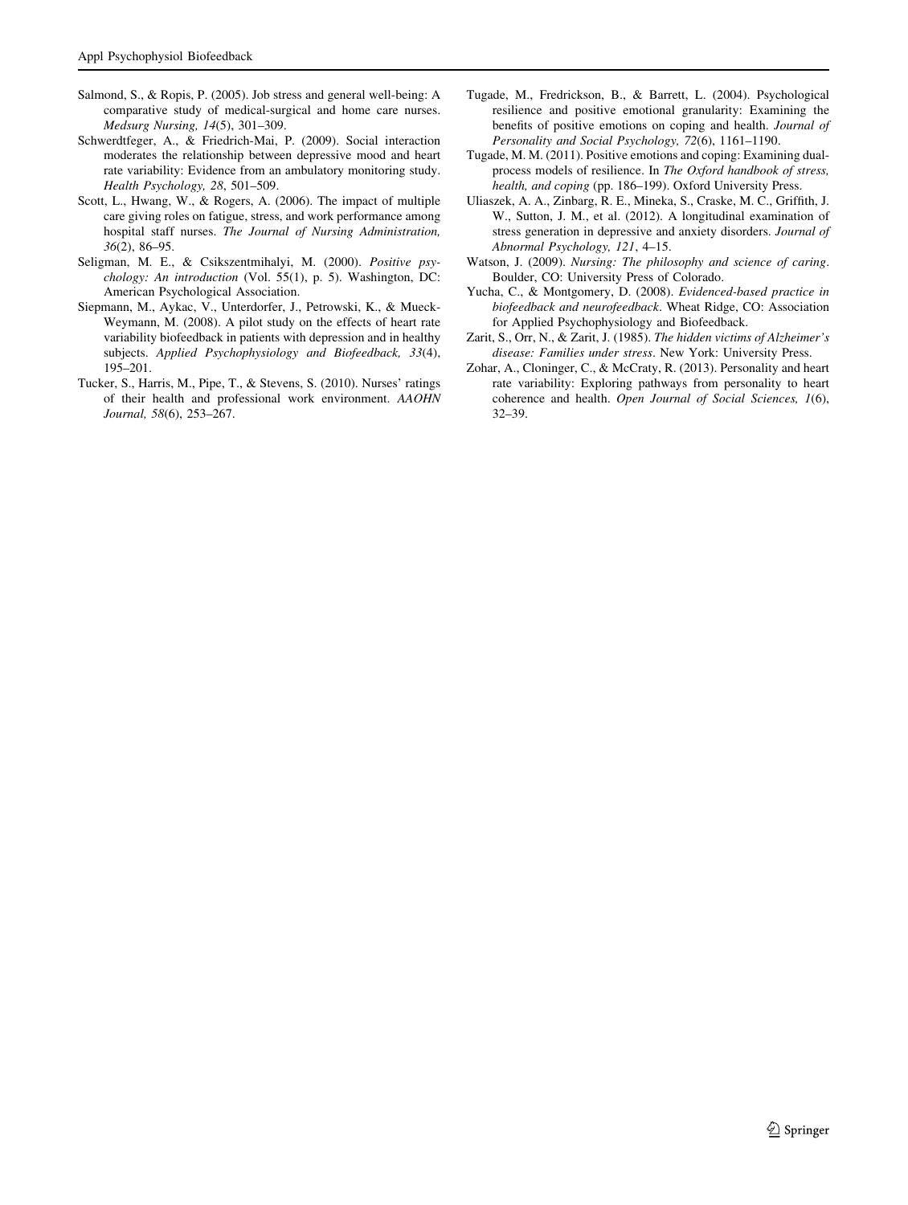Salmond, S., & Ropis, P. (2005). Job stress and general well-being: A comparative study of medical-surgical and home care nurses. *Medsurg Nursing, 14*(5), 301–309.

Schwerdtfeger, A., & Friedrich-Mai, P. (2009). Social interaction moderates the relationship between depressive mood and heart rate variability: Evidence from an ambulatory monitoring study. *Health Psychology, 28*, 501–509.

Scott, L., Hwang, W., & Rogers, A. (2006). The impact of multiple care giving roles on fatigue, stress, and work performance among hospital staff nurses. *The Journal of Nursing Administration, 36*(2), 86–95.

Seligman, M. E., & Csikszentmihalyi, M. (2000). *Positive psychology: An introduction* (Vol. 55(1), p. 5). Washington, DC: American Psychological Association.

Siepmann, M., Aykac, V., Unterdorfer, J., Petrowski, K., & Mueck-Weymann, M. (2008). A pilot study on the effects of heart rate variability biofeedback in patients with depression and in healthy subjects. *Applied Psychophysiology and Biofeedback, 33*(4), 195–201.

Tucker, S., Harris, M., Pipe, T., & Stevens, S. (2010). Nurses' ratings of their health and professional work environment. *AAOHN Journal, 58*(6), 253–267.

Tugade, M., Fredrickson, B., & Barrett, L. (2004). Psychological resilience and positive emotional granularity: Examining the benefits of positive emotions on coping and health. *Journal of Personality and Social Psychology, 72*(6), 1161–1190.

Tugade, M. M. (2011). Positive emotions and coping: Examining dual-process models of resilience. In *The Oxford handbook of stress, health, and coping* (pp. 186–199). Oxford University Press.

Uliaszek, A. A., Zinbarg, R. E., Mineka, S., Craske, M. C., Griffith, J. W., Sutton, J. M., et al. (2012). A longitudinal examination of stress generation in depressive and anxiety disorders. *Journal of Abnormal Psychology, 121*, 4–15.

Watson, J. (2009). *Nursing: The philosophy and science of caring*. Boulder, CO: University Press of Colorado.

Yucha, C., & Montgomery, D. (2008). *Evidenced-based practice in biofeedback and neurofeedback*. Wheat Ridge, CO: Association for Applied Psychophysiology and Biofeedback.

Zarit, S., Orr, N., & Zarit, J. (1985). *The hidden victims of Alzheimer's disease: Families under stress*. New York: University Press.

Zohar, A., Cloninger, C., & McCraty, R. (2013). Personality and heart rate variability: Exploring pathways from personality to heart coherence and health. *Open Journal of Social Sciences, 1*(6), 32–39.